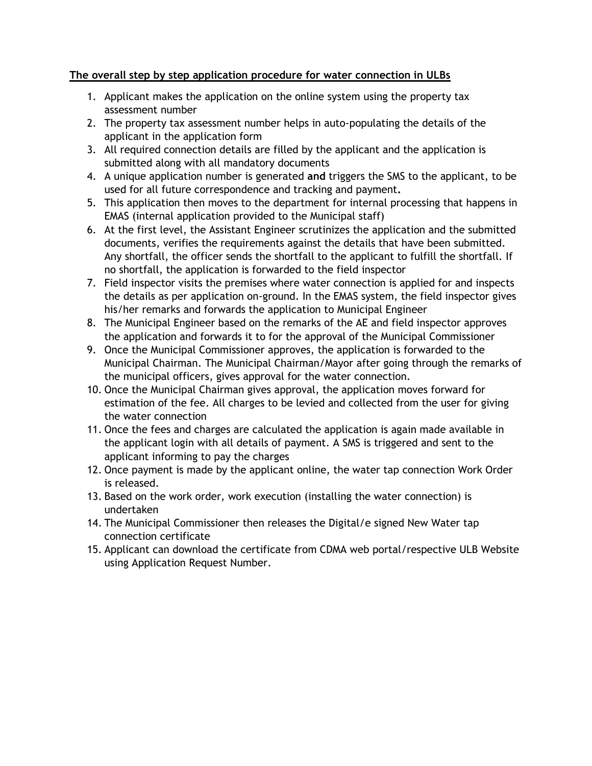**The overall step by step application procedure for water connection in ULBs**

1. Applicant makes the application on the online system using the property tax assessment number
2. The property tax assessment number helps in auto-populating the details of the applicant in the application form
3. All required connection details are filled by the applicant and the application is submitted along with all mandatory documents
4. A unique application number is generated **and** triggers the SMS to the applicant, to be used for all future correspondence and tracking and payment**.**
5. This application then moves to the department for internal processing that happens in EMAS (internal application provided to the Municipal staff)
6. At the first level, the Assistant Engineer scrutinizes the application and the submitted documents, verifies the requirements against the details that have been submitted. Any shortfall, the officer sends the shortfall to the applicant to fulfill the shortfall. If no shortfall, the application is forwarded to the field inspector
7. Field inspector visits the premises where water connection is applied for and inspects the details as per application on-ground. In the EMAS system, the field inspector gives his/her remarks and forwards the application to Municipal Engineer
8. The Municipal Engineer based on the remarks of the AE and field inspector approves the application and forwards it to for the approval of the Municipal Commissioner
9. Once the Municipal Commissioner approves, the application is forwarded to the Municipal Chairman. The Municipal Chairman/Mayor after going through the remarks of the municipal officers, gives approval for the water connection.
10. Once the Municipal Chairman gives approval, the application moves forward for estimation of the fee. All charges to be levied and collected from the user for giving the water connection
11. Once the fees and charges are calculated the application is again made available in the applicant login with all details of payment. A SMS is triggered and sent to the applicant informing to pay the charges
12. Once payment is made by the applicant online, the water tap connection Work Order is released.
13. Based on the work order, work execution (installing the water connection) is undertaken
14. The Municipal Commissioner then releases the Digital/e signed New Water tap connection certificate
15. Applicant can download the certificate from CDMA web portal/respective ULB Website using Application Request Number.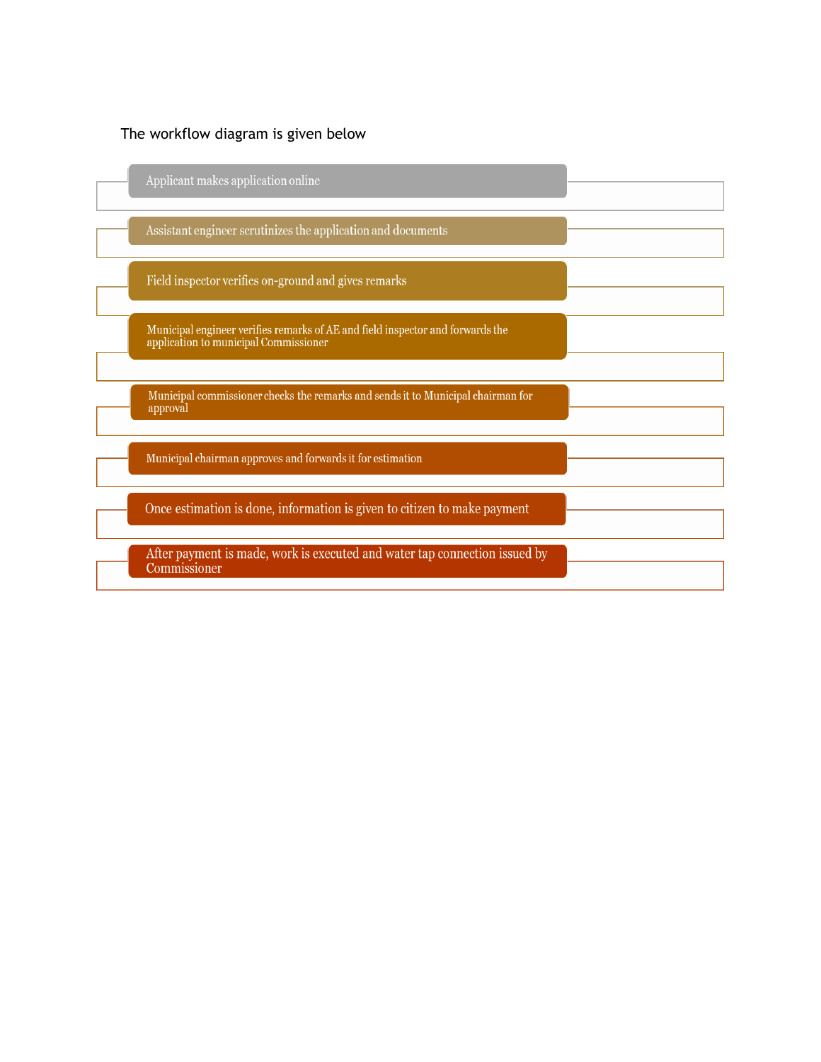The workflow diagram is given below

Applicant makes application online

Assistant engineer scrutinizes the application and documents

Field inspector verifies on-ground and gives remarks

Municipal engineer verifies remarks of AE and field inspector and forwards the application to municipal Commissioner

Municipal commissioner checks the remarks and sends it to Municipal chairman for approval

Municipal chairman approves and forwards it for estimation

Once estimation is done, information is given to citizen to make payment

After payment is made, work is executed and water tap connection issued by Commissioner